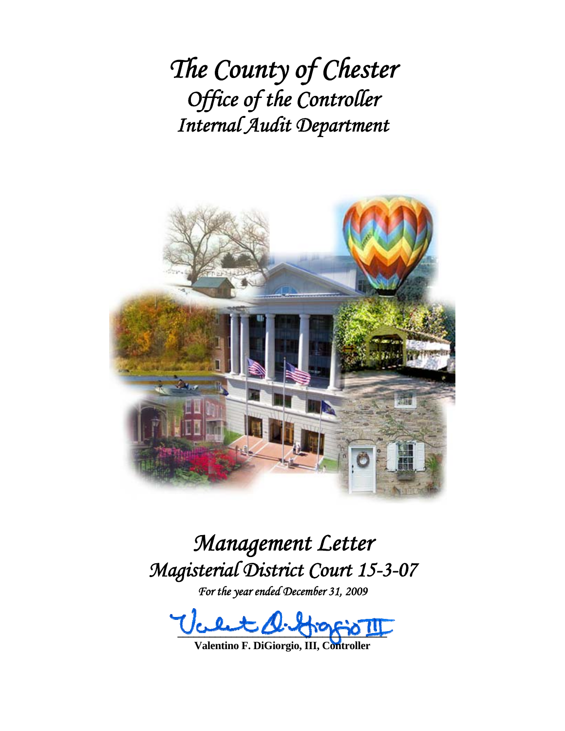# *The County of Chester*
## *Office of the Controller*
## *Internal Audit Department*

# *Management Letter*
## *Magisterial District Court 15-3-07*

*For the year ended December 31, 2009*

**Valentino F. DiGiorgio, III, Controller**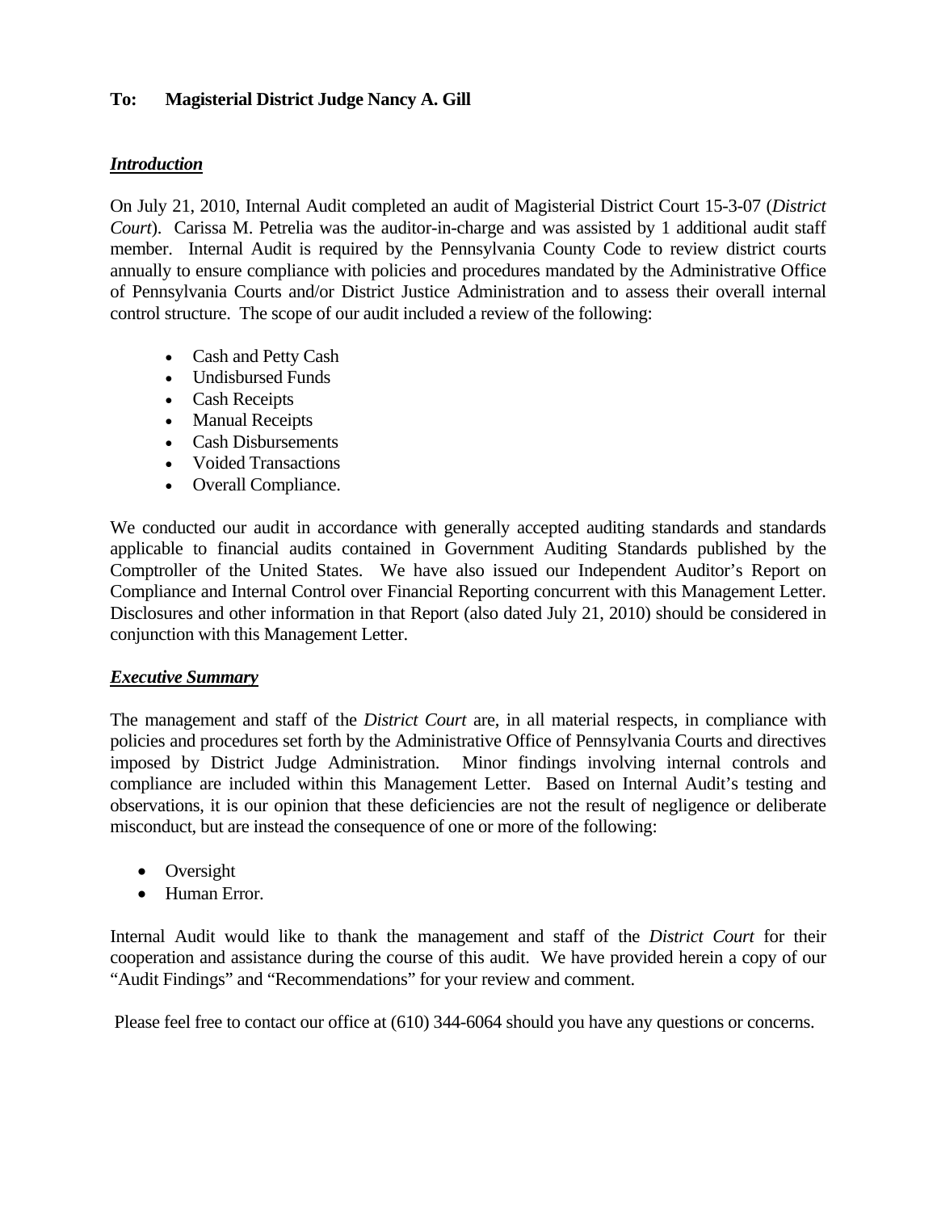**To: Magisterial District Judge Nancy A. Gill**

***Introduction***

On July 21, 2010, Internal Audit completed an audit of Magisterial District Court 15-3-07 (*District Court*). Carissa M. Petrelia was the auditor-in-charge and was assisted by 1 additional audit staff member. Internal Audit is required by the Pennsylvania County Code to review district courts annually to ensure compliance with policies and procedures mandated by the Administrative Office of Pennsylvania Courts and/or District Justice Administration and to assess their overall internal control structure. The scope of our audit included a review of the following:

- Cash and Petty Cash
- Undisbursed Funds
- Cash Receipts
- Manual Receipts
- Cash Disbursements
- Voided Transactions
- Overall Compliance.

We conducted our audit in accordance with generally accepted auditing standards and standards applicable to financial audits contained in Government Auditing Standards published by the Comptroller of the United States. We have also issued our Independent Auditor's Report on Compliance and Internal Control over Financial Reporting concurrent with this Management Letter. Disclosures and other information in that Report (also dated July 21, 2010) should be considered in conjunction with this Management Letter.

***Executive Summary***

The management and staff of the *District Court* are, in all material respects, in compliance with policies and procedures set forth by the Administrative Office of Pennsylvania Courts and directives imposed by District Judge Administration. Minor findings involving internal controls and compliance are included within this Management Letter. Based on Internal Audit's testing and observations, it is our opinion that these deficiencies are not the result of negligence or deliberate misconduct, but are instead the consequence of one or more of the following:

- Oversight
- Human Error.

Internal Audit would like to thank the management and staff of the *District Court* for their cooperation and assistance during the course of this audit. We have provided herein a copy of our "Audit Findings" and "Recommendations" for your review and comment.

Please feel free to contact our office at (610) 344-6064 should you have any questions or concerns.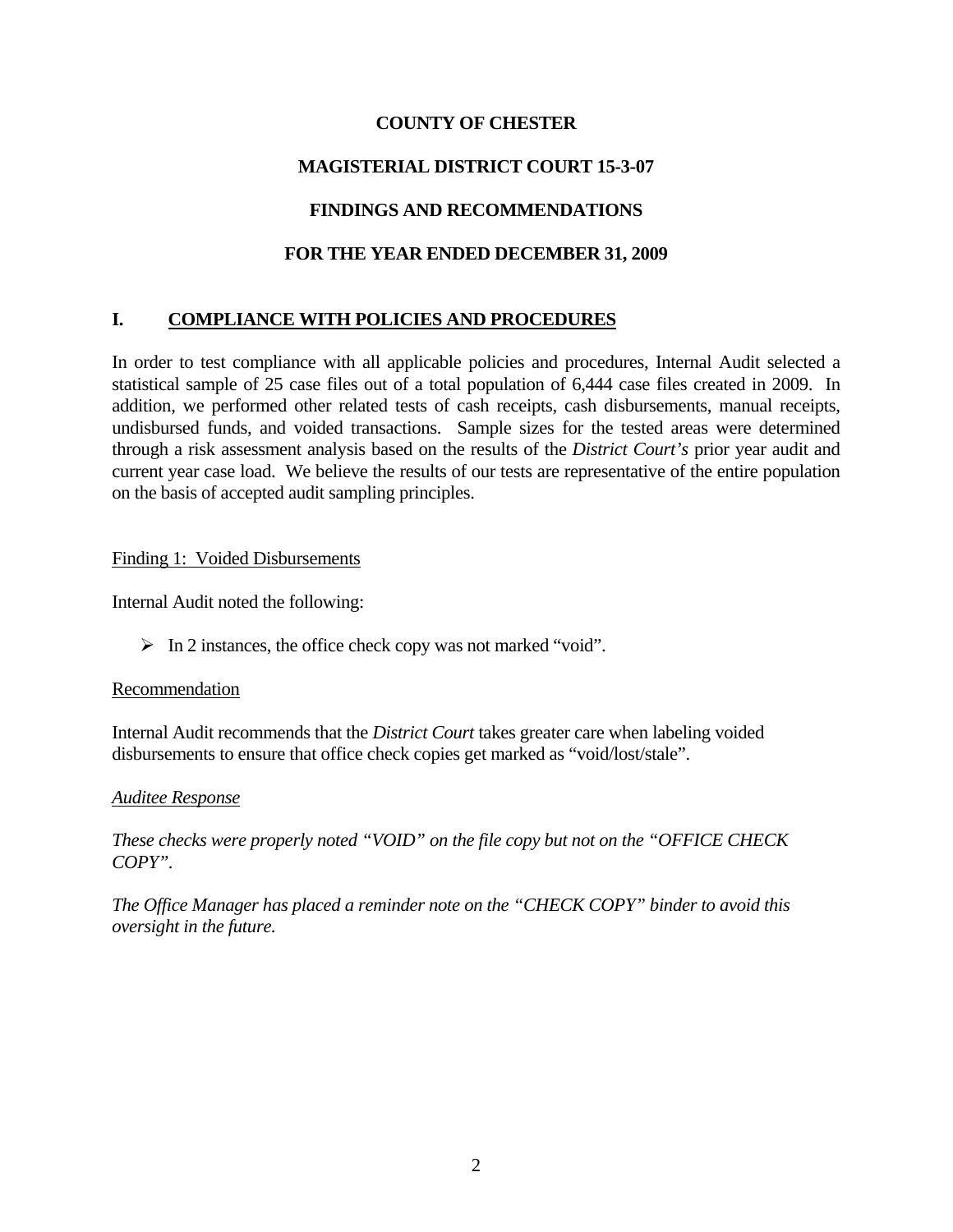**COUNTY OF CHESTER**

**MAGISTERIAL DISTRICT COURT 15-3-07**

**FINDINGS AND RECOMMENDATIONS**

**FOR THE YEAR ENDED DECEMBER 31, 2009**

## I. COMPLIANCE WITH POLICIES AND PROCEDURES

In order to test compliance with all applicable policies and procedures, Internal Audit selected a statistical sample of 25 case files out of a total population of 6,444 case files created in 2009. In addition, we performed other related tests of cash receipts, cash disbursements, manual receipts, undisbursed funds, and voided transactions. Sample sizes for the tested areas were determined through a risk assessment analysis based on the results of the *District Court's* prior year audit and current year case load. We believe the results of our tests are representative of the entire population on the basis of accepted audit sampling principles.

Finding 1: Voided Disbursements

Internal Audit noted the following:

- In 2 instances, the office check copy was not marked "void".

Recommendation

Internal Audit recommends that the *District Court* takes greater care when labeling voided disbursements to ensure that office check copies get marked as "void/lost/stale".

*Auditee Response*

*These checks were properly noted "VOID" on the file copy but not on the "OFFICE CHECK COPY".*

*The Office Manager has placed a reminder note on the "CHECK COPY" binder to avoid this oversight in the future.*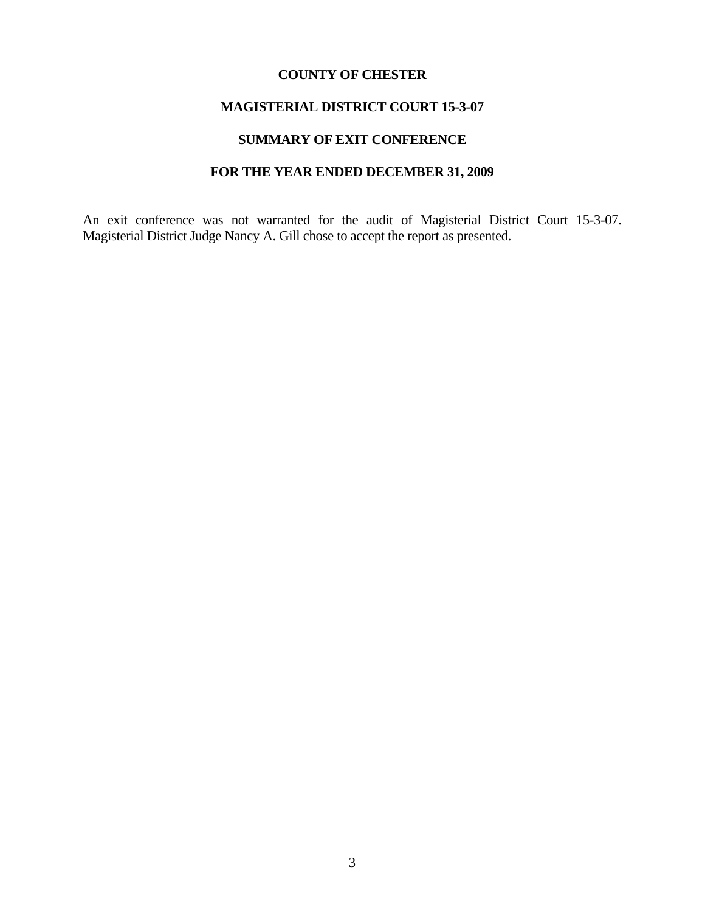**COUNTY OF CHESTER**

**MAGISTERIAL DISTRICT COURT 15-3-07**

**SUMMARY OF EXIT CONFERENCE**

**FOR THE YEAR ENDED DECEMBER 31, 2009**

An exit conference was not warranted for the audit of Magisterial District Court 15-3-07. Magisterial District Judge Nancy A. Gill chose to accept the report as presented.